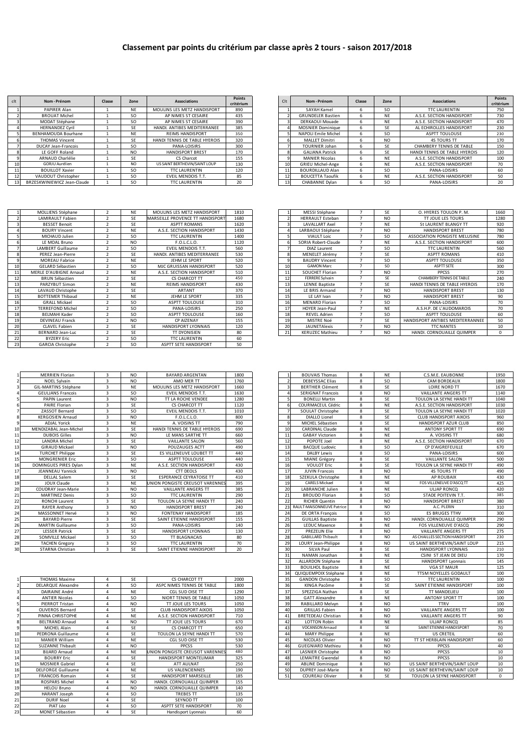# Classement par points du critérium par classe après 2 tours - saison 2017/2018

| clt | Nom - Prénom | Classe | Zone | Associations | Points critérium |
|---|---|---|---|---|---|
| 1 | PAPIRER Alan | 1 | NE | MOULINS LES METZ HANDISPORT | 890 |
| 2 | BROUAT Michel | 1 | SO | AP NIMES ST CESAIRE | 435 |
| 3 | MODAT Stéphane | 1 | SO | AP NIMES ST CESAIRE | 390 |
| 4 | HERNANDEZ Cyril | 1 | SE | HANDI. ANTIBES MEDITERRANEE | 385 |
| 5 | BENHAMOUDA Bourhane | 1 | NE | REIMS HANDISPORT | 350 |
| 6 | THOMAS Vincent | 1 | SE | HANDI TENNIS DE TABLE HYEROIS | 320 |
| 7 | DUCAY Jean-Francois | 1 | SO | PANA-LOISIRS | 300 |
| 8 | LE GOFF Roland | 1 | NO | HANDISPORT BREST | 170 |
| 9 | ARNAUD Charlélie | 1 | SE | CS Charcot | 155 |
| 10 | GORJU Aurélien | 1 | NO | US SAINT BERTHEVIN/SAINT LOUP | 130 |
| 11 | BOUILLOT Xavier | 1 | SO | TTC LAURENTIN | 120 |
| 12 | VAUDOUT Christopher | 1 | SO | EVEIL MENDOIS T.T. | 85 |
| 13 | BRZESKWINIEWICZ Jean-Claude | 1 | SO | TTC LAURENTIN | 20 |

| clt | Nom - Prénom | Classe | Zone | Associations | Points critérium |
|---|---|---|---|---|---|
| 1 | MOLLIENS Stéphane | 2 | NE | MOULINS LES METZ HANDISPORT | 1810 |
| 2 | LAMIRAULT Fabien | 2 | SE | MARSEILLE PROVENCE TT HANDISPORT | 1680 |
| 3 | BESSET Benoit | 2 | SE | ASPTT ROMANS | 1620 |
| 4 | BOURY Vincent | 2 | NE | A.S.E. SECTION HANDISPORT | 1430 |
| 5 | MICHAUD Julien | 2 | SO | TTC LAURENTIN | 1400 |
| 6 | LE MOAL Bruno | 2 | NO | F.O.L.C.L.O. | 1120 |
| 7 | LAMBERT Guillaume | 2 | SO | EVEIL MENDOIS T.T. | 560 |
| 8 | PEREZ Jean-Pierre | 2 | SE | HANDI. ANTIBES MEDITERRANEE | 530 |
| 9 | MOREAU Fabrice | 2 | NE | JEHM LE SPORT | 520 |
| 10 | GELARD Sébastien | 2 | SO | MJC GRUISSAN HANDISPORT | 520 |
| 11 | MERLE D'AUBIGNE Arnaud | 2 | NE | A.S.E. SECTION HANDISPORT | 510 |
| 12 | BRUN Sébastien | 2 | SE | CS CHARCOT TT | 450 |
| 13 | PARZYBUT Simon | 2 | NE | REIMS HANDISPORT | 430 |
| 14 | LAVAUD Christophe | 2 | SE | ARTANT | 370 |
| 15 | BOTTEMER Thibaud | 2 | NE | JEHM LE SPORT | 335 |
| 16 | GRALL Mickael | 2 | SO | ASPTT TOULOUSE | 310 |
| 17 | TERREFOND Michel | 2 | SO | PANA-LOISIRS | 250 |
| 18 | BELMAHI Kader | 2 | SO | ASPTT TOULOUSE | 160 |
| 19 | DEVINEAU Franck | 2 | NO | CP AIZENAY | 155 |
| 20 | CLAVEL Fabien | 2 | SE | HANDISPORT LYONNAIS | 120 |
| 21 | BERNARD Jean-Luc | 2 | SE | TT DYONISIEN | 80 |
| 22 | BYZERY Eric | 2 | SO | TTC LAURENTIN | 60 |
| 23 | GARCIA Christophe | 2 | SO | ASPTT SETE HANDISPORT | 50 |

| clt | Nom - Prénom | Classe | Zone | Associations | Points critérium |
|---|---|---|---|---|---|
| 1 | MERRIEN Florian | 3 | NO | BAYARD ARGENTAN | 1800 |
| 2 | NOEL Sylvain | 3 | NO | AMO MER TT | 1760 |
| 3 | GIL-MARTINS Stéphane | 3 | NE | MOULINS LES METZ HANDISPORT | 1660 |
| 4 | GEULJANS Francois | 3 | SO | EVEIL MENDOIS T.T. | 1630 |
| 5 | PAPIN Laurent | 3 | NO | TT LA ROCHE VENDEE | 1280 |
| 6 | PAIRE Florian | 3 | SE | CS CHARCOT TT | 1120 |
| 7 | ZASSOT Bernard | 3 | SO | EVEIL MENDOIS T.T. | 1010 |
| 8 | KERGOSIEN Arnaud | 3 | NO | F.O.L.C.L.O. | 800 |
| 9 | ADJAL Yorick | 3 | NE | A. VOISINS TT | 790 |
| 10 | MENDIZABAL Jean-Michel | 3 | SE | HANDI TENNIS DE TABLE HYEROIS | 690 |
| 11 | DUBOIS Gilles | 3 | NO | LE MANS SARTHE TT | 660 |
| 12 | LANDRA Michel | 3 | SE | VAILLANTE SALON | 560 |
| 13 | GIRAUD Mickael | 3 | NO | POUZAUGES ACTT | 490 |
| 14 | TURCHET Philippe | 3 | SE | ES VILLENEUVE LOUBET TT | 440 |
| 15 | MONGRENIER Eric | 3 | SO | ASPTT TOULOUSE | 440 |
| 16 | DOMINGUES PIRES Dylan | 3 | NE | A.S.E. SECTION HANDISPORT | 430 |
| 17 | JEANNEAU Yannick | 3 | NO | CTT DEOLS | 430 |
| 18 | DELLAL Salem | 3 | SE | ESPERANCE CEYRATOISE TT | 410 |
| 19 | JOUX Claude | 3 | NE | UNION PONGISTE CREUSOT VARENNES | 395 |
| 20 | COUDRAY Jean-Marie | 3 | NO | VAILLANTE ANGERS TT | 385 |
| 21 | MARTINEZ Denis | 3 | SO | TTC LAURENTIN | 290 |
| 22 | RONCHI Laurent | 3 | SE | TOULON LA SEYNE HANDI TT | 240 |
| 23 | RAYER Anthony | 3 | NO | HANDISPORT BREST | 240 |
| 24 | MASSONNET Hervé | 3 | NO | FONTENAY HANDISPORT | 185 |
| 25 | BAYARD Pierre | 3 | SE | SAINT ETIENNE HANDISPORT | 155 |
| 26 | MARTIN Guillaume | 3 | SO | PANA-LOISIRS | 140 |
| 27 | LESSER Patrick | 3 | SE | HANDISPORT LYONNAIS | 130 |
| 28 | SOMVILLE Mickael | 3 | SO | TT BLAGNACAIS | 80 |
| 29 | TACHEN Gregory | 3 | SO | TTC LAURENTIN | 70 |
| 30 | STARNA Christian | 3 | SE | SAINT ETIENNE HANDISPORT | 20 |

| clt | Nom - Prénom | Classe | Zone | Associations | Points critérium |
|---|---|---|---|---|---|
| 1 | THOMAS Maxime | 4 | SE | CS CHARCOT TT | 2000 |
| 2 | DELARQUE Alexandre | 4 | SO | ASPC NIMES TENNIS DE TABLE | 1800 |
| 3 | DAIRAINE André | 4 | NE | CGL SUD OISE TT | 1290 |
| 4 | ANTIER Nicolas | 4 | SO | NIORT TENNIS DE TABLE | 1050 |
| 5 | PIERROT Tristan | 4 | NO | TT JOUE LES TOURS | 1050 |
| 6 | OLIVEROS Bernard | 4 | SE | CLUB HANDISPORT AIXOIS | 1050 |
| 7 | PINNA CHRISTOPHE | 4 | NE | A.S.E. SECTION HANDISPORT | 710 |
| 8 | BELTRAND Arnaud | 4 | NO | TT JOUE LES TOURS | 670 |
| 9 | MICHEL Alain | 4 | SE | CS CHARCOT TT | 650 |
| 10 | PEDRONA Guillaume | 4 | SE | TOULON LA SEYNE HANDI TT | 570 |
| 11 | MANIER William | 4 | NE | CGL SUD OISE TT | 530 |
| 12 | SUZANNE Thibault | 4 | NO | PPCSS | 530 |
| 13 | BIJARD Arnaud | 4 | NE | UNION PONGISTE CREUSOT VARENNES | 480 |
| 14 | BOURRY Eric | 4 | SE | HANDISPORT MONTELIMAR | 325 |
| 15 | MOSNIER Gabriel | 4 | SE | ATT AULNAT | 250 |
| 16 | DELFORGE Guillaume | 4 | NE | US VALENCIENNES | 190 |
| 17 | FRANCOIS Romain | 4 | SE | HANDISPORT MARSEILLE | 185 |
| 18 | ROSPARS Michel | 4 | NO | HANDI. CORNOUAILLE QUIMPER | 155 |
| 19 | HELOU Bruno | 4 | NO | HANDI. CORNOUAILLE QUIMPER | 140 |
| 20 | HARANT Joseph | 4 | SO | TREBES TT | 135 |
| 21 | DURIF Noel | 4 | SE | SEYNOD TT | 100 |
| 22 | PIAT Léo | 4 | SO | ASPTT SETE HANDISPORT | 70 |
| 23 | MONET Sébastien | 4 | SE | Handisport Lyonnais | 60 |

| Clt | Nom - Prénom | Classe | Zone | Associations | Points critérium |
|---|---|---|---|---|---|
| 1 | SAYAH Kamel | 6 | SO | TTC LAURENTIN | 750 |
| 2 | GRUNDELER Bastien | 6 | NE | A.S.E. SECTION HANDISPORT | 730 |
| 3 | DERKAOUI Mouade | 6 | NE | A.S.E. SECTION HANDISPORT | 470 |
| 4 | MOSNIER Dominique | 6 | SE | AL ECHIROLLES HANDISPORT | 230 |
| 5 | NAPOLI Emile Michel | 6 | SO | ASPTT TOULOUSE | 230 |
| 6 | MALLET Dimitri | 6 | NO | 4S TOURS TT | 170 |
| 7 | TOURNIER Johan | 6 | SE | CHAMBERY TENNIS DE TABLE | 150 |
| 8 | GALIANA Patrick | 6 | SE | HANDI TENNIS DE TABLE HYEROIS | 120 |
| 9 | MANIER Nicolas | 6 | NE | A.S.E. SECTION HANDISPORT | 100 |
| 10 | GRIEU Michel-Ange | 6 | NE | A.S.E. SECTION HANDISPORT | 70 |
| 11 | BOURDILLAUD Alan | 6 | SO | PANA-LOISIRS | 60 |
| 12 | BOUCETTA Taoufik | 6 | NE | A.S.E. SECTION HANDISPORT | 50 |
| 13 | CHABANNE Dylan | 6 | SO | PANA-LOISIRS | 20 |

| Clt | Nom - Prénom | Classe | Zone | Associations | Points critérium |
|---|---|---|---|---|---|
| 1 | MESSI Stéphane | 7 | SE | O. HYERES TOULON P. M. | 1660 |
| 2 | HERRAULT Esteban | 7 | NO | TT JOUE LES TOURS | 1280 |
| 3 | LAVALLART Axel | 7 | NE | St LAURENT BLANGY TT | 920 |
| 4 | LARBAOUI Stéphane | 7 | NO | HANDISPORT BREST | 780 |
| 5 | VIAULT Loic | 7 | SO | ASSOCIATION PONGISTE MELUSINE | 780 |
| 6 | SORIA Robert-Claude | 7 | NE | A.S.E. SECTION HANDISPORT | 600 |
| 7 | DIAZ Laurent | 7 | SO | TTC LAURENTIN | 560 |
| 8 | MENELET Jérémy | 7 | SE | ASPTT ROMANS | 410 |
| 9 | BAUDRY Vincent | 7 | SO | ASPTT TOULOUSE | 350 |
| 10 | GAMON Marc | 7 | SO | ASPTT SETE | 300 |
| 11 | SOUCHET Florian | 7 | NO | PPCSS | 270 |
| 12 | FERRERE Sylvain | 7 | SE | CHAMBERY TENNIS DE TABLE | 240 |
| 13 | LENNE Baptiste | 7 | SE | HANDI TENNIS DE TABLE HYEROIS | 170 |
| 14 | LE BRIS Armand | 7 | NO | HANDISPORT BREST | 130 |
| 15 | LE LAY Ivan | 7 | NO | HANDISPORT BREST | 90 |
| 16 | MENARD Florian | 7 | SO | PANA-LOISIRS | 70 |
| 17 | HOYER Jean-Paul | 7 | NE | A.S.H.P. DE L'AUDOMAROIS | 70 |
| 18 | REVEL Adrien | 7 | SO | ASPTT TOULOUSE | 60 |
| 19 | MISTRE Noé | 7 | SE | HANDISPORT ANTIBES MEDITERRANNEE | 50 |
| 20 | JAUNETAlexis | 7 | NO | TTC NANTES | 10 |
| 21 | KERUZEC Mathieu | 7 | NO | HANDI. CORNOUAILLE QUIMPER | 0 |

| Clt | Nom - Prénom | Classe | Zone | Associations | Points critérium |
|---|---|---|---|---|---|
| 1 | BOUVAIS Thomas | 8 | NE | C.S.M.E. EAUBONNE | 1950 |
| 2 | DEBEYSSAC Elias | 8 | SO | CAM BORDEAUX | 1800 |
| 3 | BERTHIER Clément | 8 | SE | LOIRE NORD TT | 1670 |
| 4 | SERIGNAT Francois | 8 | NO | VAILLANTE ANGERS TT | 1140 |
| 5 | BORELLI Martin | 8 | SE | TOULON LA SEYNE HANDI TT | 1040 |
| 6 | COURMACEUL Cédric | 8 | NE | A.S.E. SECTION HANDISPORT | 1030 |
| 7 | SOULAT Christophe | 8 | SE | TOULON LA SEYNE HANDI TT | 1020 |
| 8 | DIALLO Lionel | 8 | SE | CLUB HANDISPORT AIXOIS | 960 |
| 9 | MICHEL Sébastien | 8 | SE | HANDISPORT AZUR CLUB | 850 |
| 10 | CARDINAL Claude | 8 | NE | ANTONY SPORT TT | 690 |
| 11 | GABAY Victorien | 8 | NE | A. VOISINS TT | 680 |
| 12 | POPOTE Joel | 8 | NE | A.S.E. SECTION HANDISPORT | 670 |
| 13 | BACQUE Ludovic | 8 | SO | CP D'AIGREFEUILLE | 670 |
| 14 | DALBY Lewis | 8 | SO | PANA-LOISIRS | 600 |
| 15 | MIANE Grégory | 8 | SE | VAILLANTE SALON | 500 |
| 16 | VOULOT Eric | 8 | SE | TOULON LA SEYNE HANDI TT | 490 |
| 17 | JUVIN Francois | 8 | NO | 4S TOURS TT | 490 |
| 18 | SZEKULA Christophe | 8 | NE | AP ROUBAIX | 430 |
| 19 | CARELS Mickael | 8 | NE | FOS VILLENEUVE D'ASCQ TT | 425 |
| 20 | LABRANCHE Julien | 8 | NE | ULJAP RONCQ | 420 |
| 21 | BROUDO Florian | 8 | SO | STADE POITEVIN T.T. | 385 |
| 22 | RICHER Quentin | 8 | NO | HANDISPORT BREST | 380 |
| 23 | RAULT-MAISONNEUVE Patrice | 8 | NO | A.C. PLERIN | 310 |
| 24 | DE ORTA François | 8 | SO | ES BRUGES TTHV | 300 |
| 25 | GUILLAS Baptiste | 8 | NO | HANDI. CORNOUAILLE QUIMPER | 290 |
| 26 | LEDUC Maxence | 8 | NE | FOS VILLENEUVE D'ASCQ | 290 |
| 27 | PREZELIN Elie | 8 | NO | VAILLANTE ANGERS TT | 275 |
| 28 | GABILLARD Thibault | 8 | NO | AS CHAILLES SECTION HANDISPORT | 230 |
| 29 | LOURY Jean-Philippe | 8 | NO | US SAINT BERTHEVIN/SAINT LOUP | 215 |
| 30 | SILVA Paul | 8 | SE | HANDISPORT LYONNAIS | 210 |
| 31 | NAMAN Jonathan | 8 | NE | CSINI ST JEAN DE DIEU | 170 |
| 32 | ALLARDON Stéphane | 8 | SE | HANDISPORT Lyonnais | 145 |
| 33 | BOUILHOL Baptiste | 8 | NE | VGA ST MAUR | 125 |
| 34 | QUIQUEMPOIX Stéphane | 8 | NE | TTSM NOYELLES GODAULT | 100 |
| 35 | GANDON Christophe | 8 | SO | TTC LAURENTIN | 100 |
| 36 | KINGA Pacôme | 8 | SE | SAINT ETIENNE HANDISPORT | 100 |
| 37 | SPEZZIGA Nathan | 8 | SE | TT MANDELIEU | 100 |
| 38 | GATT Alexandre | 8 | NE | ANTONY SPORT TT | 100 |
| 39 | RABILLARD Melvyn | 8 | NO | TTRV | 100 |
| 40 | GRILLAS Fabien | 8 | NO | VAILLANTE ANGERS TT | 100 |
| 41 | BRETEDEAU Christian | 8 | NO | VAILLANTE ANGERS TT | 90 |
| 42 | LOTTON Robin | 8 | NE | ULJAP RONCQ | 85 |
| 43 | VOCANSON Arnaud | 8 | SE | SAINT ETIENNE HANDISPORT | 70 |
| 44 | MARY Philippe | 8 | NE | US CRETEIL | 60 |
| 45 | NICOLAS Olivier | 8 | NO | TT ST HERBLAIN HANDISPORT | 60 |
| 46 | GUEGNIARD Mathieu | 8 | NO | PPCSS | 40 |
| 47 | LASNIER Christophe | 8 | NO | PPCSS | 10 |
| 48 | LEMAITRE Gwendal | 8 | NO | PPCSS | 10 |
| 49 | ABLINE Dominique | 8 | NO | US SAINT BERTHEVIN/SAINT LOUP | 10 |
| 50 | DUPREY José-Marie | 8 | NO | US SAINT BERTHEVIN/SAINT LOUP | 10 |
| 51 | COUREAU Olivier | 8 | SE | TOULON LA SEYNE HANDISPORT | 0 |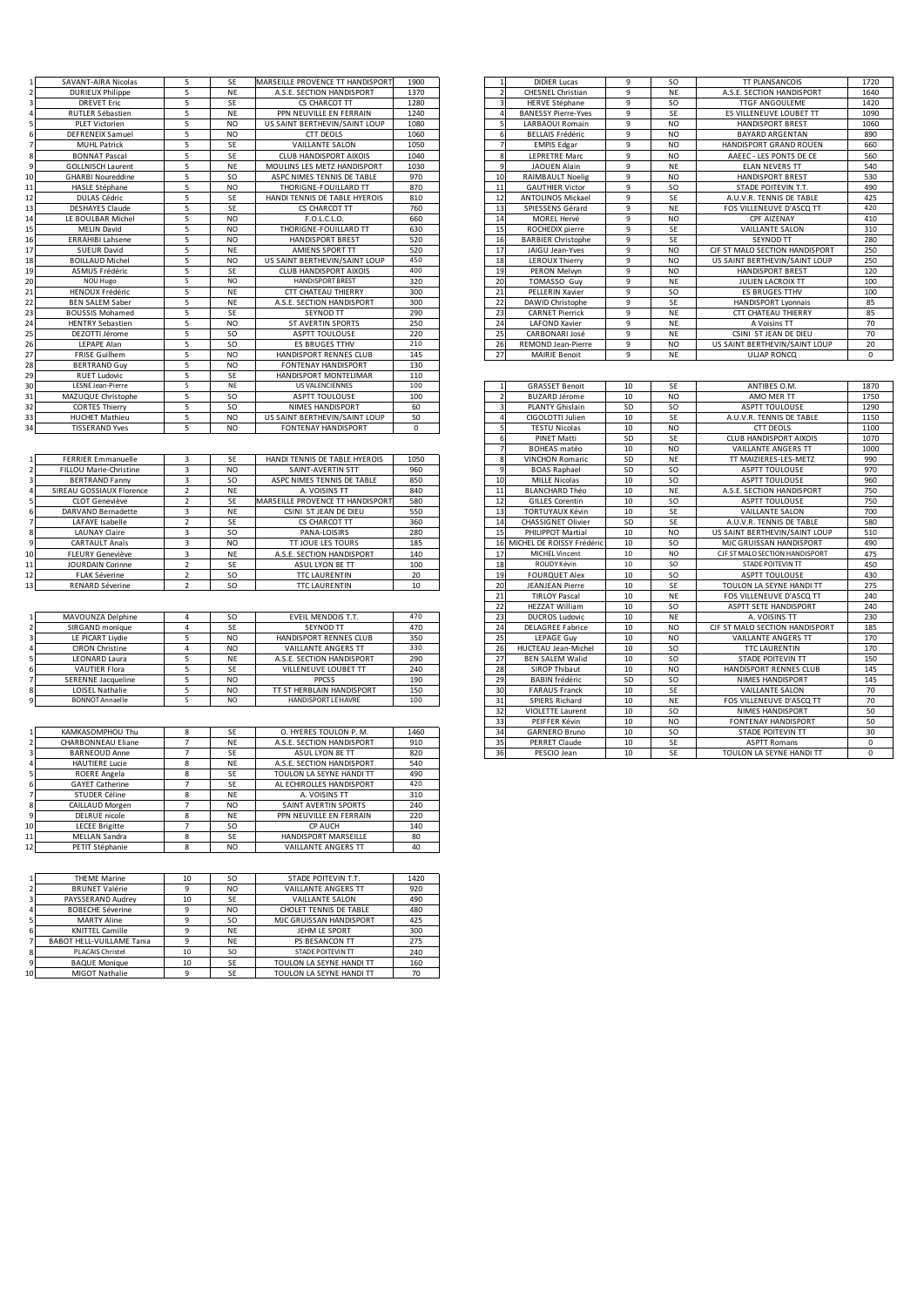| | | | | | |
|---|---|---|---|---|---|
| 1 | SAVANT-AIRA Nicolas | 5 | SE | MARSEILLE PROVENCE TT HANDISPORT | 1900 |
| 2 | DURIEUX Philippe | 5 | NE | A.S.E. SECTION HANDISPORT | 1370 |
| 3 | DREVET Eric | 5 | SE | CS CHARCOT TT | 1280 |
| 4 | RUTLER Sébastien | 5 | NE | PPN NEUVILLE EN FERRAIN | 1240 |
| 5 | PLET Victorien | 5 | NO | US SAINT BERTHEVIN/SAINT LOUP | 1080 |
| 6 | DEFRENEIX Samuel | 5 | NO | CTT DEOLS | 1060 |
| 7 | MUHL Patrick | 5 | SE | VAILLANTE SALON | 1050 |
| 8 | BONNAT Pascal | 5 | SE | CLUB HANDISPORT AIXOIS | 1040 |
| 9 | GOLLNISCH Laurent | 5 | NE | MOULINS LES METZ HANDISPORT | 1030 |
| 10 | GHARBI Noureddine | 5 | SO | ASPC NIMES TENNIS DE TABLE | 970 |
| 11 | HASLE Stéphane | 5 | NO | THORIGNE-FOUILLARD TT | 870 |
| 12 | DULAS Cédric | 5 | SE | HANDI TENNIS DE TABLE HYEROIS | 810 |
| 13 | DESHAYES Claude | 5 | SE | CS CHARCOT TT | 760 |
| 14 | LE BOULBAR Michel | 5 | NO | F.O.L.C.L.O. | 660 |
| 15 | MELIN David | 5 | NO | THORIGNE-FOUILLARD TT | 630 |
| 16 | ERRAHIBI Lahsene | 5 | NO | HANDISPORT BREST | 520 |
| 17 | SUEUR David | 5 | NE | AMIENS SPORT TT | 520 |
| 18 | BOILLAUD Michel | 5 | NO | US SAINT BERTHEVIN/SAINT LOUP | 450 |
| 19 | ASMUS Frédéric | 5 | SE | CLUB HANDISPORT AIXOIS | 400 |
| 20 | NOU Hugo | 5 | NO | HANDISPORT BREST | 320 |
| 21 | HENOUX Frédéric | 5 | NE | CTT CHATEAU THIERRY | 300 |
| 22 | BEN SALEM Saber | 5 | NE | A.S.E. SECTION HANDISPORT | 300 |
| 23 | BOUSSIS Mohamed | 5 | SE | SEYNOD TT | 290 |
| 24 | HENTRY Sebastien | 5 | NO | ST AVERTIN SPORTS | 250 |
| 25 | DEZOTTI Jérome | 5 | SO | ASPTT TOULOUSE | 220 |
| 26 | LEPAPE Alan | 5 | SO | ES BRUGES TTHV | 210 |
| 27 | FRISE Guilhem | 5 | NO | HANDISPORT RENNES CLUB | 145 |
| 28 | BERTRAND Guy | 5 | NO | FONTENAY HANDISPORT | 130 |
| 29 | RUET Ludovic | 5 | SE | HANDISPORT MONTELIMAR | 110 |
| 30 | LESNE Jean-Pierre | 5 | NE | US VALENCIENNES | 100 |
| 31 | MAZUQUE Christophe | 5 | SO | ASPTT TOULOUSE | 100 |
| 32 | CORTES Thierry | 5 | SO | NIMES HANDISPORT | 60 |
| 33 | HUCHET Mathieu | 5 | NO | US SAINT BERTHEVIN/SAINT LOUP | 50 |
| 34 | TISSERAND Yves | 5 | NO | FONTENAY HANDISPORT | 0 |

| | | | | | |
|---|---|---|---|---|---|
| 1 | FERRIER Emmanuelle | 3 | SE | HANDI TENNIS DE TABLE HYEROIS | 1050 |
| 2 | FILLOU Marie-Christine | 3 | NO | SAINT-AVERTIN STT | 960 |
| 3 | BERTRAND Fanny | 3 | SO | ASPC NIMES TENNIS DE TABLE | 850 |
| 4 | SIREAU GOSSIAUX Florence | 2 | NE | A. VOISINS TT | 840 |
| 5 | CLOT Geneviève | 2 | SE | MARSEILLE PROVENCE TT HANDISPORT | 580 |
| 6 | DARVAND Bernadette | 3 | NE | CSINI ST JEAN DE DIEU | 550 |
| 7 | LAFAYE Isabelle | 2 | SE | CS CHARCOT TT | 360 |
| 8 | LAUNAY Claire | 3 | SO | PANA-LOISIRS | 280 |
| 9 | CARTAULT Anaïs | 3 | NO | TT JOUE LES TOURS | 185 |
| 10 | FLEURY Geneviève | 3 | NE | A.S.E. SECTION HANDISPORT | 140 |
| 11 | JOURDAIN Corinne | 2 | SE | ASUL LYON 8E TT | 100 |
| 12 | FLAK Séverine | 2 | SO | TTC LAURENTIN | 20 |
| 13 | RENARD Séverine | 2 | SO | TTC LAURENTIN | 10 |

| | | | | | |
|---|---|---|---|---|---|
| 1 | MAVOUNZA Delphine | 4 | SO | EVEIL MENDOIS T.T. | 470 |
| 2 | SIRGAND monique | 4 | SE | SEYNOD TT | 470 |
| 3 | LE PICART Liydie | 5 | NO | HANDISPORT RENNES CLUB | 350 |
| 4 | CIRON Christine | 4 | NO | VAILLANTE ANGERS TT | 330 |
| 5 | LEONARD Laura | 5 | NE | A.S.E. SECTION HANDISPORT | 290 |
| 6 | VAUTIER Flora | 5 | SE | VILLENEUVE LOUBET TT | 240 |
| 7 | SERENNE Jacqueline | 5 | NO | PPCSS | 190 |
| 8 | LOISEL Nathalie | 5 | NO | TT ST HERBLAIN HANDISPORT | 150 |
| 9 | BONNOT Annaelle | 5 | NO | HANDISPORT LE HAVRE | 100 |

| | | | | | |
|---|---|---|---|---|---|
| 1 | KAMKASOMPHOU Thu | 8 | SE | O. HYERES TOULON P. M. | 1460 |
| 2 | CHARBONNEAU Eliane | 7 | NE | A.S.E. SECTION HANDISPORT | 910 |
| 3 | BARNEOUD Anne | 7 | SE | ASUL LYON 8E TT | 820 |
| 4 | HAUTIERE Lucie | 8 | NE | A.S.E. SECTION HANDISPORT | 540 |
| 5 | ROERE Angela | 8 | SE | TOULON LA SEYNE HANDI TT | 490 |
| 6 | GAYET Catherine | 7 | SE | AL ECHIROLLES HANDISPORT | 420 |
| 7 | STUDER Céline | 8 | NE | A. VOISINS TT | 310 |
| 8 | CAILLAUD Morgen | 7 | NO | SAINT AVERTIN SPORTS | 240 |
| 9 | DELRUE nicole | 8 | NE | PPN NEUVILLE EN FERRAIN | 220 |
| 10 | LECEE Brigitte | 7 | SO | CP AUCH | 140 |
| 11 | MELLAN Sandra | 8 | SE | HANDISPORT MARSEILLE | 80 |
| 12 | PETIT Stéphanie | 8 | NO | VAILLANTE ANGERS TT | 40 |

| | | | | | |
|---|---|---|---|---|---|
| 1 | THEME Marine | 10 | SO | STADE POITEVIN T.T. | 1420 |
| 2 | BRUNET Valérie | 9 | NO | VAILLANTE ANGERS TT | 920 |
| 3 | PAYSSERAND Audrey | 10 | SE | VAILLANTE SALON | 490 |
| 4 | BOBECHE Séverine | 9 | NO | CHOLET TENNIS DE TABLE | 480 |
| 5 | MARTY Aline | 9 | SO | MJC GRUISSAN HANDISPORT | 425 |
| 6 | KNITTEL Camille | 9 | NE | JEHM LE SPORT | 300 |
| 7 | BABOT HELL-VUILLAME Tania | 9 | NE | PS BESANCON TT | 275 |
| 8 | PLACAIS Christel | 10 | SO | STADE POITEVIN TT | 240 |
| 9 | BAQUE Monique | 10 | SE | TOULON LA SEYNE HANDI TT | 160 |
| 10 | MIGOT Nathalie | 9 | SE | TOULON LA SEYNE HANDI TT | 70 |

| | | | | | |
|---|---|---|---|---|---|
| 1 | DIDIER Lucas | 9 | SO | TT PLANSANCOIS | 1720 |
| 2 | CHESNEL Christian | 9 | NE | A.S.E. SECTION HANDISPORT | 1640 |
| 3 | HERVE Stéphane | 9 | SO | TTGF ANGOULEME | 1420 |
| 4 | BANESSY Pierre-Yves | 9 | SE | ES VILLENEUVE LOUBET TT | 1090 |
| 5 | LARBAOUI Romain | 9 | NO | HANDISPORT BREST | 1060 |
| 6 | BELLAIS Frédéric | 9 | NO | BAYARD ARGENTAN | 890 |
| 7 | EMPIS Edgar | 9 | NO | HANDISPORT GRAND ROUEN | 660 |
| 8 | LEPRETRE Marc | 9 | NO | AAEEC - LES PONTS DE CE | 560 |
| 9 | JAOUEN Alain | 9 | NE | ELAN NEVERS TT | 540 |
| 10 | RAIMBAULT Noelig | 9 | NO | HANDISPORT BREST | 530 |
| 11 | GAUTHIER Victor | 9 | SO | STADE POITEVIN T.T. | 490 |
| 12 | ANTOLINOS Mickael | 9 | SE | A.U.V.R. TENNIS DE TABLE | 425 |
| 13 | SPIESSENS Gérard | 9 | NE | FOS VILLENEUVE D'ASCQ TT | 420 |
| 14 | MOREL Hervé | 9 | NO | CPF AIZENAY | 410 |
| 15 | ROCHEDIX pierre | 9 | SE | VAILLANTE SALON | 310 |
| 16 | BARBIER Christophe | 9 | SE | SEYNOD TT | 280 |
| 17 | JAIGU Jean-Yves | 9 | NO | CJF ST MALO SECTION HANDISPORT | 250 |
| 18 | LEROUX Thierry | 9 | NO | US SAINT BERTHEVIN/SAINT LOUP | 250 |
| 19 | PERON Melvyn | 9 | NO | HANDISPORT BREST | 120 |
| 20 | TOMASSO Guy | 9 | NE | JULIEN LACROIX TT | 100 |
| 21 | PELLERIN Xavier | 9 | SO | ES BRUGES TTHV | 100 |
| 22 | DAWID Christophe | 9 | SE | HANDISPORT Lyonnais | 85 |
| 23 | CARNET Pierrick | 9 | NE | CTT CHATEAU THIERRY | 85 |
| 24 | LAFOND Xavier | 9 | NE | A Voisins TT | 70 |
| 25 | CARBONARI José | 9 | NE | CSINI ST JEAN DE DIEU | 70 |
| 26 | REMOND Jean-Pierre | 9 | NO | US SAINT BERTHEVIN/SAINT LOUP | 20 |
| 27 | MAIRIE Benoit | 9 | NE | ULJAP RONCQ | 0 |

| | | | | | |
|---|---|---|---|---|---|
| 1 | GRASSET Benoit | 10 | SE | ANTIBES O.M. | 1870 |
| 2 | BUZARD Jérome | 10 | NO | AMO MER TT | 1750 |
| 3 | PLANTY Ghislain | SD | SO | ASPTT TOULOUSE | 1290 |
| 4 | CIGOLOTTI Julien | 10 | SE | A.U.V.R. TENNIS DE TABLE | 1150 |
| 5 | TESTU Nicolas | 10 | NO | CTT DEOLS | 1100 |
| 6 | PINET Matti | SD | SE | CLUB HANDISPORT AIXOIS | 1070 |
| 7 | BOHEAS matéo | 10 | NO | VAILLANTE ANGERS TT | 1000 |
| 8 | VINCHON Romaric | SD | NE | TT MAIZIERES-LES-METZ | 990 |
| 9 | BOAS Raphael | SD | SO | ASPTT TOULOUSE | 970 |
| 10 | MILLE Nicolas | 10 | SO | ASPTT TOULOUSE | 960 |
| 11 | BLANCHARD Théo | 10 | NE | A.S.E. SECTION HANDISPORT | 750 |
| 12 | GILLES Corentin | 10 | SO | ASPTT TOULOUSE | 750 |
| 13 | TORTUYAUX Kévin | 10 | SE | VAILLANTE SALON | 700 |
| 14 | CHASSIGNET Olivier | SD | SE | A.U.V.R. TENNIS DE TABLE | 580 |
| 15 | PHILIPPOT Martial | 10 | NO | US SAINT BERTHEVIN/SAINT LOUP | 510 |
| 16 | MICHEL DE ROISSY Frédéric | 10 | SO | MJC GRUISSAN HANDISPORT | 490 |
| 17 | MICHEL Vincent | 10 | NO | CJF ST MALO SECTION HANDISPORT | 475 |
| 18 | ROUDY Kévin | 10 | SO | STADE POITEVIN TT | 450 |
| 19 | FOURQUET Alex | 10 | SO | ASPTT TOULOUSE | 430 |
| 20 | JEANJEAN Pierre | 10 | SE | TOULON LA SEYNE HANDI TT | 275 |
| 21 | TIRLOY Pascal | 10 | NE | FOS VILLENEUVE D'ASCQ TT | 240 |
| 22 | HEZZAT William | 10 | SO | ASPTT SETE HANDISPORT | 240 |
| 23 | DUCROS Ludovic | 10 | NE | A. VOISINS TT | 230 |
| 24 | DELAGREE Fabrice | 10 | NO | CJF ST MALO SECTION HANDISPORT | 185 |
| 25 | LEPAGE Guy | 10 | NO | VAILLANTE ANGERS TT | 170 |
| 26 | HUCTEAU Jean-Michel | 10 | SO | TTC LAURENTIN | 170 |
| 27 | BEN SALEM Walid | 10 | SO | STADE POITEVIN TT | 150 |
| 28 | SIROP Thibaut | 10 | NO | HANDISPORT RENNES CLUB | 145 |
| 29 | BABIN frédéric | SD | SO | NIMES HANDISPORT | 145 |
| 30 | FARAUS Franck | 10 | SE | VAILLANTE SALON | 70 |
| 31 | SPIERS Richard | 10 | NE | FOS VILLENEUVE D'ASCQ TT | 70 |
| 32 | VIOLETTE Laurent | 10 | SO | NIMES HANDISPORT | 50 |
| 33 | PEIFFER Kévin | 10 | NO | FONTENAY HANDISPORT | 50 |
| 34 | GARNERO Bruno | 10 | SO | STADE POITEVIN TT | 30 |
| 35 | PERRET Claude | 10 | SE | ASPTT Romans | 0 |
| 36 | PESCIO Jean | 10 | SE | TOULON LA SEYNE HANDI TT | 0 |